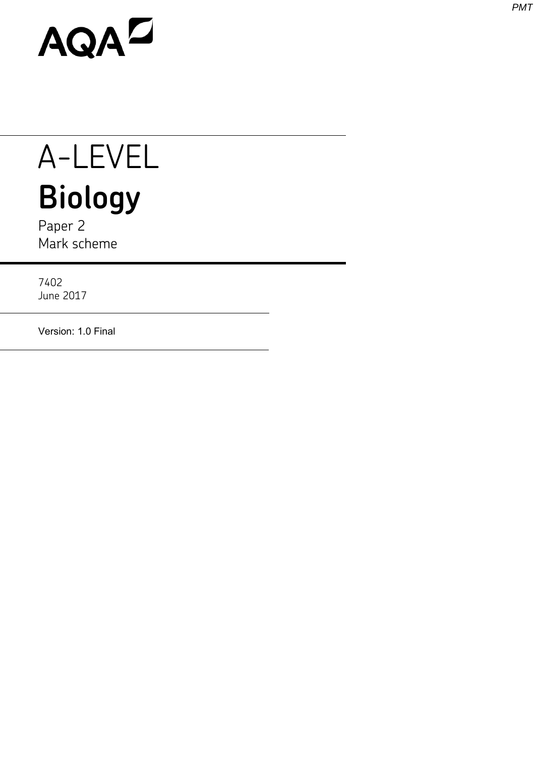AQA

# A-LEVEL

# **Biology**

Paper 2
Mark scheme

7402
June 2017

Version: 1.0 Final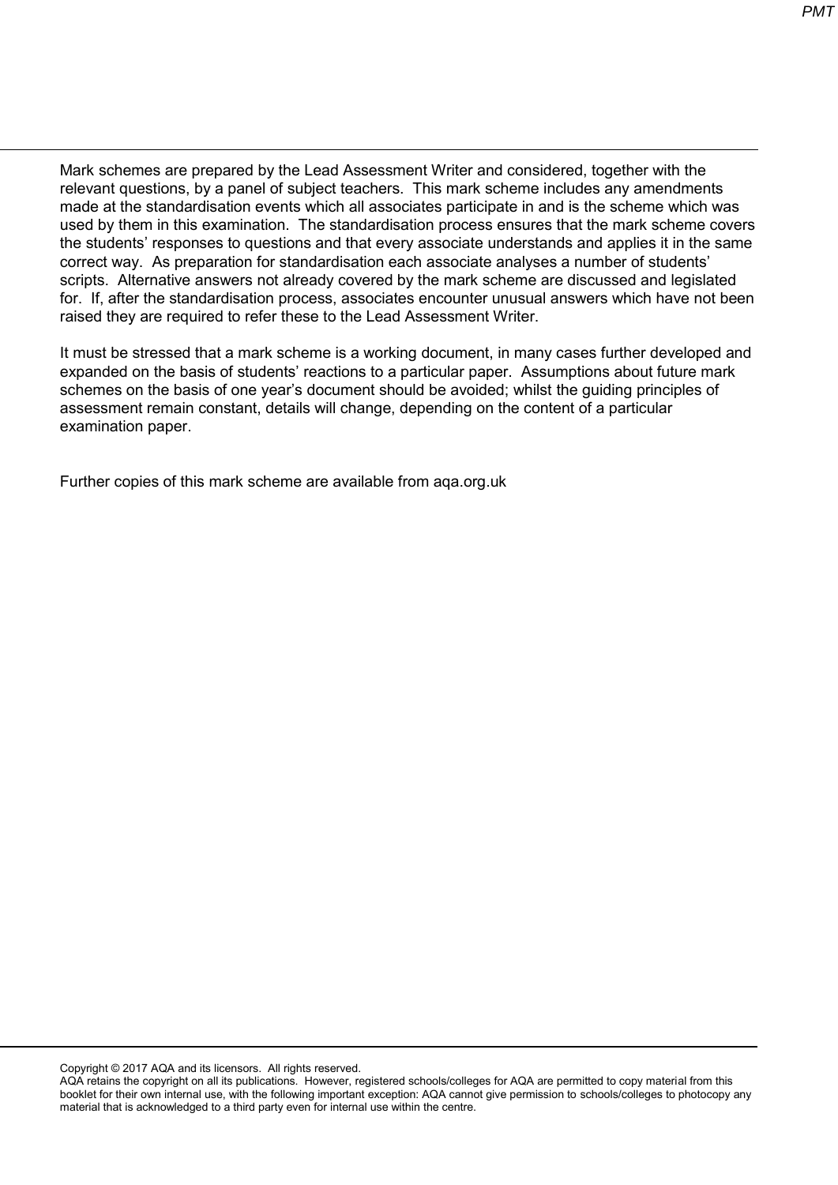Mark schemes are prepared by the Lead Assessment Writer and considered, together with the relevant questions, by a panel of subject teachers. This mark scheme includes any amendments made at the standardisation events which all associates participate in and is the scheme which was used by them in this examination. The standardisation process ensures that the mark scheme covers the students' responses to questions and that every associate understands and applies it in the same correct way. As preparation for standardisation each associate analyses a number of students' scripts. Alternative answers not already covered by the mark scheme are discussed and legislated for. If, after the standardisation process, associates encounter unusual answers which have not been raised they are required to refer these to the Lead Assessment Writer.

It must be stressed that a mark scheme is a working document, in many cases further developed and expanded on the basis of students' reactions to a particular paper. Assumptions about future mark schemes on the basis of one year's document should be avoided; whilst the guiding principles of assessment remain constant, details will change, depending on the content of a particular examination paper.

Further copies of this mark scheme are available from aqa.org.uk

Copyright © 2017 AQA and its licensors. All rights reserved.
AQA retains the copyright on all its publications. However, registered schools/colleges for AQA are permitted to copy material from this booklet for their own internal use, with the following important exception: AQA cannot give permission to schools/colleges to photocopy any material that is acknowledged to a third party even for internal use within the centre.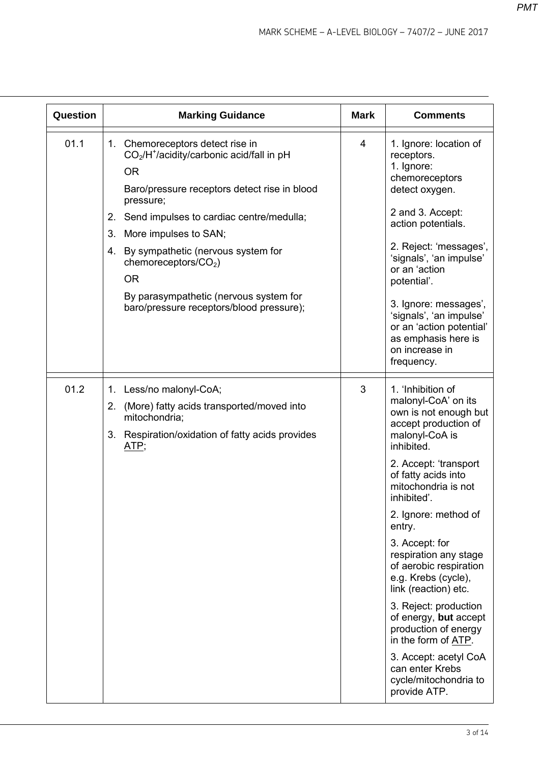| Question | Marking Guidance | Mark | Comments |
|---|---|---|---|
| 01.1 | 1. Chemoreceptors detect rise in $CO_2$/$H^+$/acidity/carbonic acid/fall in pH<br>OR<br>Baro/pressure receptors detect rise in blood pressure;<br>2. Send impulses to cardiac centre/medulla;<br>3. More impulses to SAN;<br>4. By sympathetic (nervous system for chemoreceptors/$CO_2$)<br>OR<br>By parasympathetic (nervous system for baro/pressure receptors/blood pressure); | 4 | 1. Ignore: location of receptors.<br>1. Ignore: chemoreceptors detect oxygen.<br><br>2 and 3. Accept: action potentials.<br><br>2. Reject: 'messages', 'signals', 'an impulse' or an 'action potential'.<br><br>3. Ignore: messages', 'signals', 'an impulse' or an 'action potential' as emphasis here is on increase in frequency. |
| 01.2 | 1. Less/no malonyl-CoA;<br>2. (More) fatty acids transported/moved into mitochondria;<br>3. Respiration/oxidation of fatty acids provides <u>ATP</u>; | 3 | 1. 'Inhibition of malonyl-CoA' on its own is not enough but accept production of malonyl-CoA is inhibited.<br><br>2. Accept: 'transport of fatty acids into mitochondria is not inhibited'.<br><br>2. Ignore: method of entry.<br><br>3. Accept: for respiration any stage of aerobic respiration e.g. Krebs (cycle), link (reaction) etc.<br><br>3. Reject: production of energy, **but** accept production of energy in the form of <u>ATP</u>.<br><br>3. Accept: acetyl CoA can enter Krebs cycle/mitochondria to provide ATP. |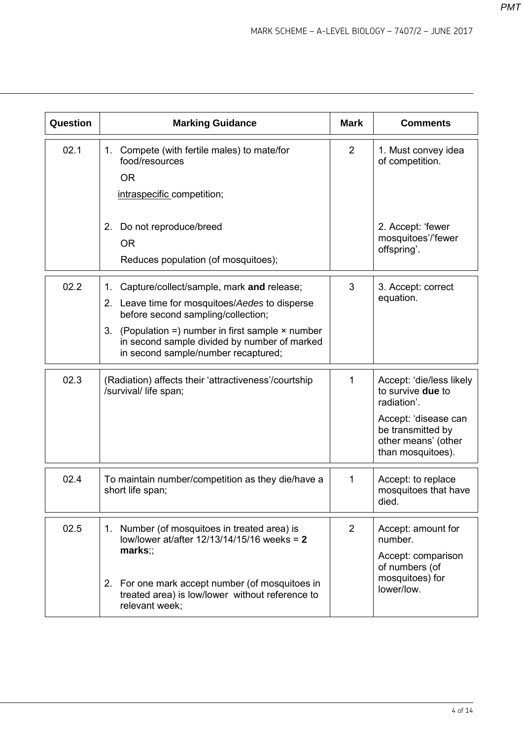| Question | Marking Guidance | Mark | Comments |
|---|---|---|---|
| 02.1 | 1. Compete (with fertile males) to mate/for food/resources<br>OR<br>intraspecific competition;<br><br>2. Do not reproduce/breed<br>OR<br>Reduces population (of mosquitoes); | 2 | 1. Must convey idea of competition.<br><br>2. Accept: 'fewer mosquitoes'/'fewer offspring'. |
| 02.2 | 1. Capture/collect/sample, mark **and** release;<br>2. Leave time for mosquitoes/*Aedes* to disperse before second sampling/collection;<br>3. (Population =) number in first sample × number in second sample divided by number of marked in second sample/number recaptured; | 3 | 3. Accept: correct equation. |
| 02.3 | (Radiation) affects their 'attractiveness'/courtship /survival/ life span; | 1 | Accept: 'die/less likely to survive **due** to radiation'.<br>Accept: 'disease can be transmitted by other means' (other than mosquitoes). |
| 02.4 | To maintain number/competition as they die/have a short life span; | 1 | Accept: to replace mosquitoes that have died. |
| 02.5 | 1. Number (of mosquitoes in treated area) is low/lower at/after 12/13/14/15/16 weeks = **2 marks**;;<br><br>2. For one mark accept number (of mosquitoes in treated area) is low/lower without reference to relevant week; | 2 | Accept: amount for number.<br>Accept: comparison of numbers (of mosquitoes) for lower/low. |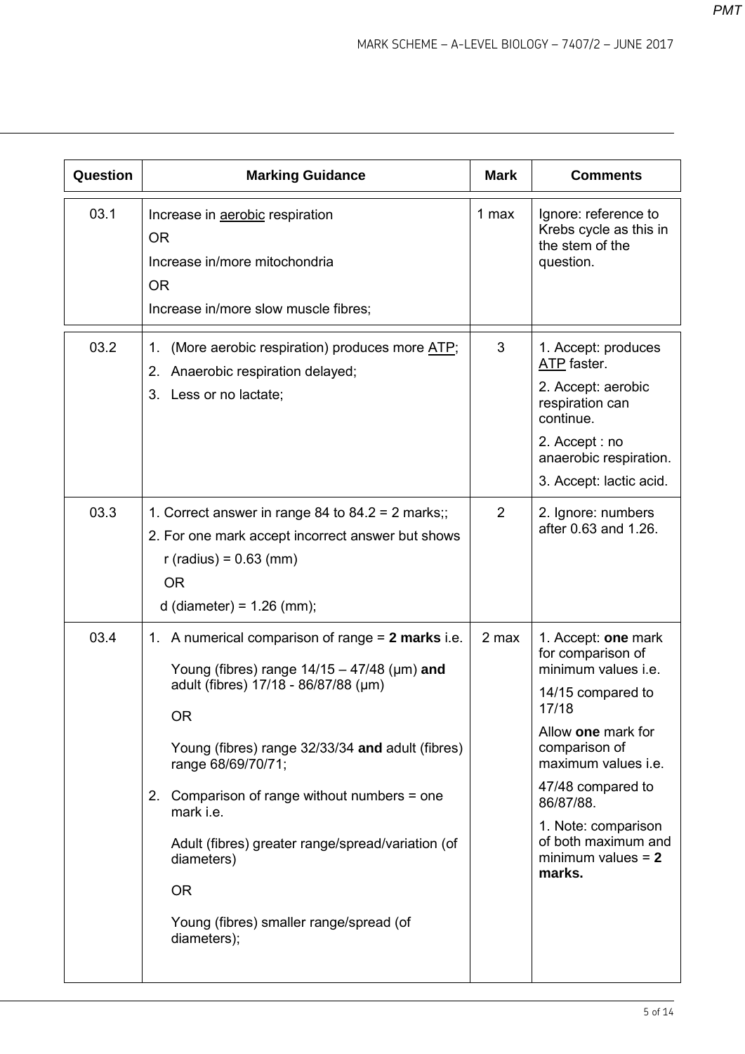| Question | Marking Guidance | Mark | Comments |
|---|---|---|---|
| 03.1 | Increase in <u>aerobic</u> respiration<br>OR<br>Increase in/more mitochondria<br>OR<br>Increase in/more slow muscle fibres; | 1 max | Ignore: reference to Krebs cycle as this in the stem of the question. |
| 03.2 | 1. (More aerobic respiration) produces more <u>ATP</u>;<br>2. Anaerobic respiration delayed;<br>3. Less or no lactate; | 3 | 1. Accept: produces <u>ATP</u> faster.<br>2. Accept: aerobic respiration can continue.<br>2. Accept : no anaerobic respiration.<br>3. Accept: lactic acid. |
| 03.3 | 1. Correct answer in range 84 to 84.2 = 2 marks;;<br>2. For one mark accept incorrect answer but shows r (radius) = 0.63 (mm)<br>OR<br>d (diameter) = 1.26 (mm); | 2 | 2. Ignore: numbers after 0.63 and 1.26. |
| 03.4 | 1. A numerical comparison of range = **2 marks** i.e.<br>Young (fibres) range 14/15 – 47/48 (µm) **and** adult (fibres) 17/18 - 86/87/88 (µm)<br>OR<br>Young (fibres) range 32/33/34 **and** adult (fibres) range 68/69/70/71;<br>2. Comparison of range without numbers = one mark i.e.<br>Adult (fibres) greater range/spread/variation (of diameters)<br>OR<br>Young (fibres) smaller range/spread (of diameters); | 2 max | 1. Accept: **one** mark for comparison of minimum values i.e.<br>14/15 compared to 17/18<br>Allow **one** mark for comparison of maximum values i.e.<br>47/48 compared to 86/87/88.<br>1. Note: comparison of both maximum and minimum values = **2 marks.** |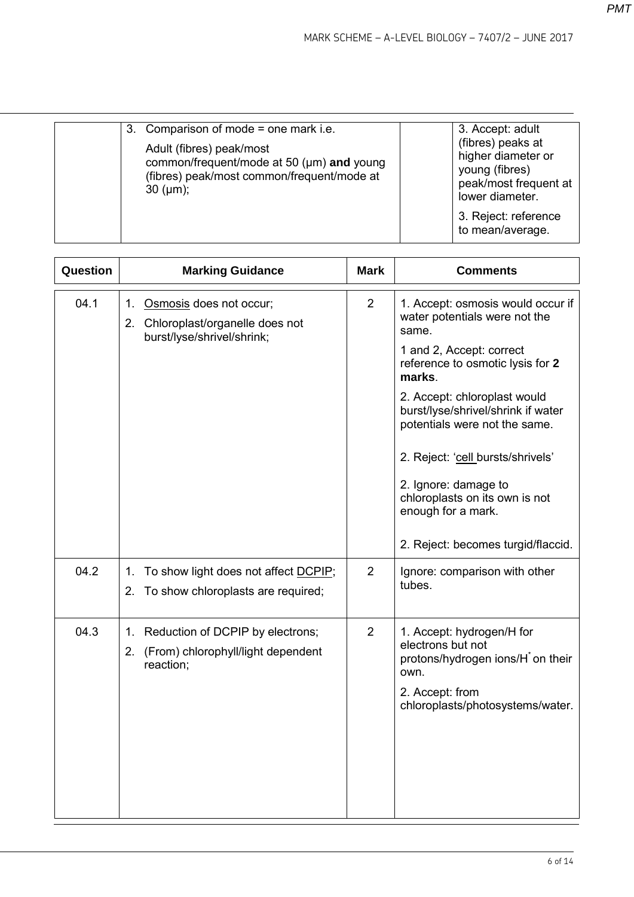| | | | |
|---|---|---|---|
| | 3. Comparison of mode = one mark i.e.<br>Adult (fibres) peak/most common/frequent/mode at 50 (µm) **and** young (fibres) peak/most common/frequent/mode at 30 (µm); | | 3. Accept: adult (fibres) peaks at higher diameter or young (fibres) peak/most frequent at lower diameter.<br>3. Reject: reference to mean/average. |

| Question | Marking Guidance | Mark | Comments |
|---|---|---|---|
| 04.1 | 1. Osmosis does not occur;<br>2. Chloroplast/organelle does not burst/lyse/shrivel/shrink; | 2 | 1. Accept: osmosis would occur if water potentials were not the same.<br>1 and 2, Accept: correct reference to osmotic lysis for **2 marks**.<br>2. Accept: chloroplast would burst/lyse/shrivel/shrink if water potentials were not the same.<br>2. Reject: 'cell bursts/shrivels'<br>2. Ignore: damage to chloroplasts on its own is not enough for a mark.<br>2. Reject: becomes turgid/flaccid. |
| 04.2 | 1. To show light does not affect DCPIP;<br>2. To show chloroplasts are required; | 2 | Ignore: comparison with other tubes. |
| 04.3 | 1. Reduction of DCPIP by electrons;<br>2. (From) chlorophyll/light dependent reaction; | 2 | 1. Accept: hydrogen/H for electrons but not protons/hydrogen ions/$H^+$ on their own.<br>2. Accept: from chloroplasts/photosystems/water. |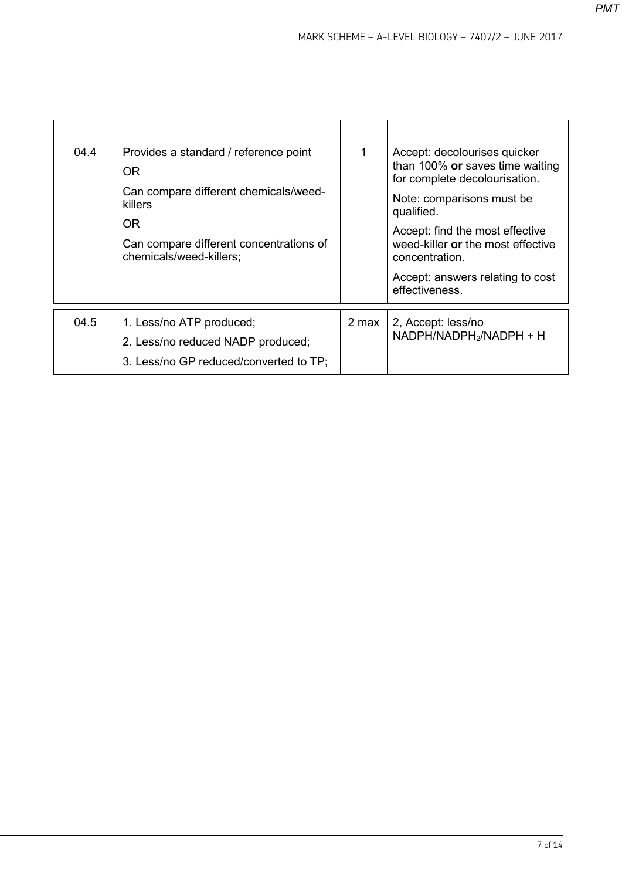| | | | |
|---|---|---|---|
| 04.4 | Provides a standard / reference point<br>OR<br>Can compare different chemicals/weed-killers<br>OR<br>Can compare different concentrations of chemicals/weed-killers; | 1 | Accept: decolourises quicker than 100% **or** saves time waiting for complete decolourisation.<br>Note: comparisons must be qualified.<br>Accept: find the most effective weed-killer **or** the most effective concentration.<br>Accept: answers relating to cost effectiveness. |

| | | | |
|---|---|---|---|
| 04.5 | 1. Less/no ATP produced;<br>2. Less/no reduced NADP produced;<br>3. Less/no GP reduced/converted to TP; | 2 max | 2, Accept: less/no NADPH/$NADPH_2$/NADPH + H |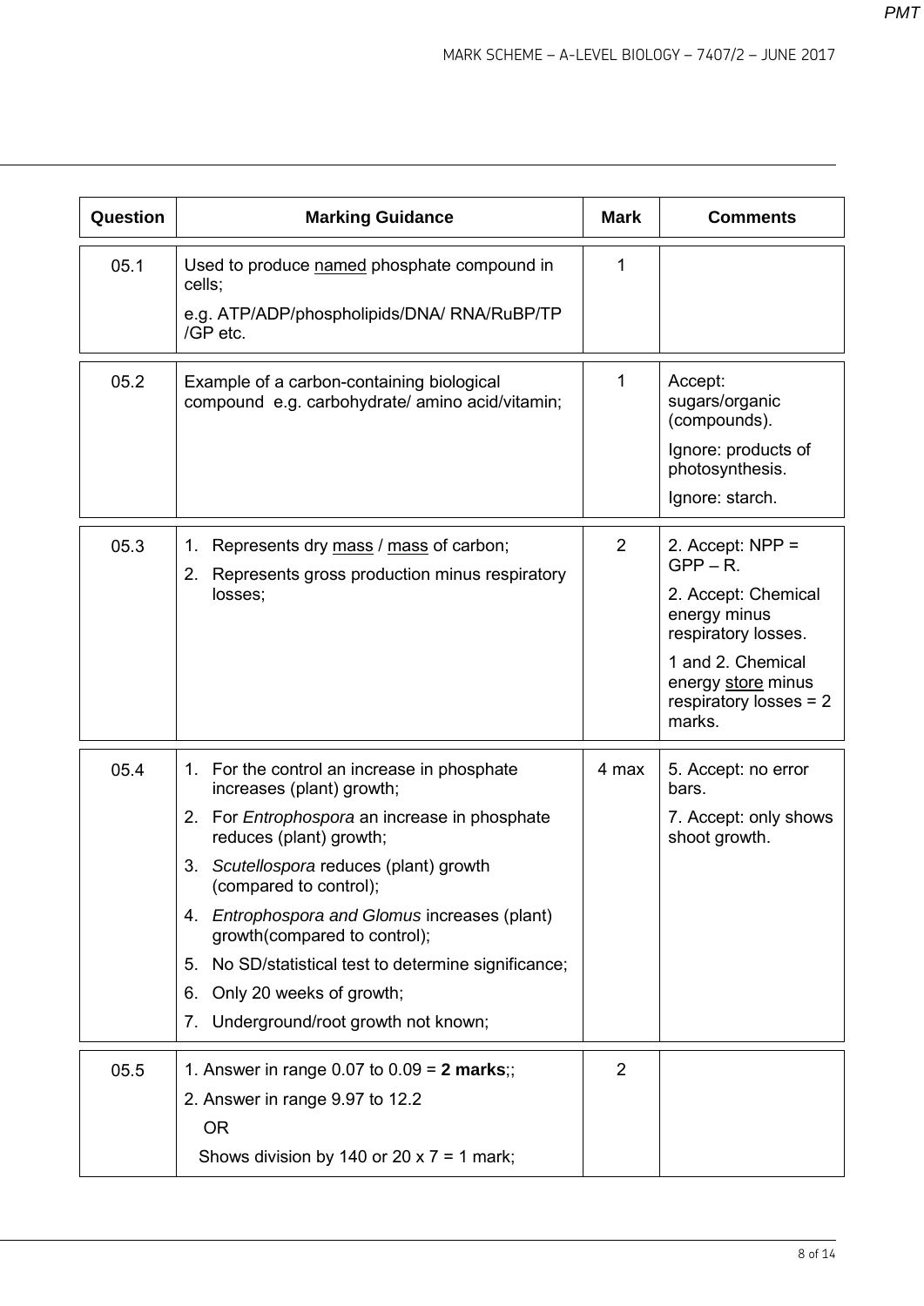| Question | Marking Guidance | Mark | Comments |
|---|---|---|---|
| 05.1 | Used to produce <u>named</u> phosphate compound in cells;<br><br>e.g. ATP/ADP/phospholipids/DNA/ RNA/RuBP/TP /GP etc. | 1 | |
| 05.2 | Example of a carbon-containing biological compound e.g. carbohydrate/ amino acid/vitamin; | 1 | Accept: sugars/organic (compounds).<br><br>Ignore: products of photosynthesis.<br><br>Ignore: starch. |
| 05.3 | 1. Represents dry <u>mass</u> / <u>mass</u> of carbon;<br>2. Represents gross production minus respiratory losses; | 2 | 2. Accept: NPP = GPP – R.<br><br>2. Accept: Chemical energy minus respiratory losses.<br><br>1 and 2. Chemical energy <u>store</u> minus respiratory losses = 2 marks. |
| 05.4 | 1. For the control an increase in phosphate increases (plant) growth;<br>2. For *Entrophospora* an increase in phosphate reduces (plant) growth;<br>3. *Scutellospora* reduces (plant) growth (compared to control);<br>4. *Entrophospora and Glomus* increases (plant) growth(compared to control);<br>5. No SD/statistical test to determine significance;<br>6. Only 20 weeks of growth;<br>7. Underground/root growth not known; | 4 max | 5. Accept: no error bars.<br><br>7. Accept: only shows shoot growth. |
| 05.5 | 1. Answer in range 0.07 to 0.09 = **2 marks**;;<br>2. Answer in range 9.97 to 12.2<br>OR<br>Shows division by 140 or 20 x 7 = 1 mark; | 2 | |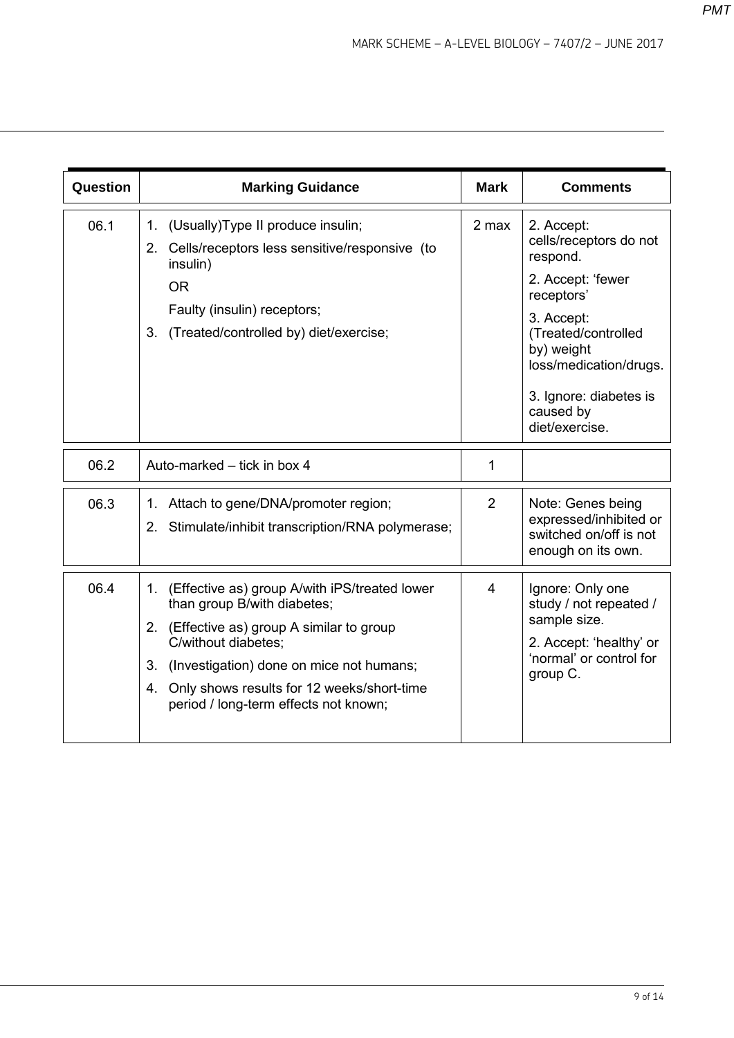| Question | Marking Guidance | Mark | Comments |
|---|---|---|---|
| 06.1 | 1. (Usually)Type II produce insulin;<br>2. Cells/receptors less sensitive/responsive (to insulin)<br>OR<br>Faulty (insulin) receptors;<br>3. (Treated/controlled by) diet/exercise; | 2 max | 2. Accept: cells/receptors do not respond.<br>2. Accept: 'fewer receptors'<br>3. Accept: (Treated/controlled by) weight loss/medication/drugs.<br>3. Ignore: diabetes is caused by diet/exercise. |
| 06.2 | Auto-marked – tick in box 4 | 1 | |
| 06.3 | 1. Attach to gene/DNA/promoter region;<br>2. Stimulate/inhibit transcription/RNA polymerase; | 2 | Note: Genes being expressed/inhibited or switched on/off is not enough on its own. |
| 06.4 | 1. (Effective as) group A/with iPS/treated lower than group B/with diabetes;<br>2. (Effective as) group A similar to group C/without diabetes;<br>3. (Investigation) done on mice not humans;<br>4. Only shows results for 12 weeks/short-time period / long-term effects not known; | 4 | Ignore: Only one study / not repeated / sample size.<br>2. Accept: 'healthy' or 'normal' or control for group C. |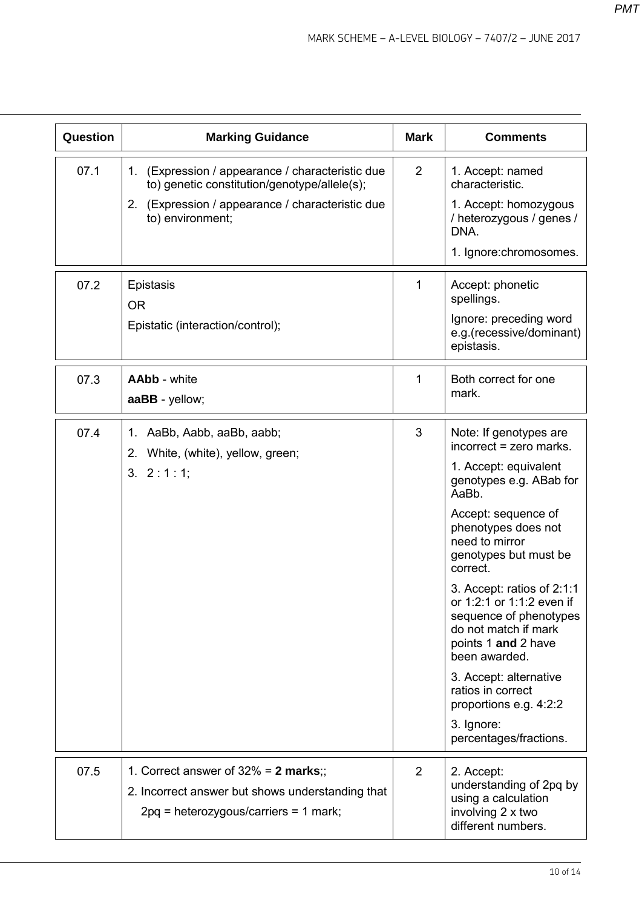| Question | Marking Guidance | Mark | Comments |
|---|---|---|---|
| 07.1 | 1. (Expression / appearance / characteristic due to) genetic constitution/genotype/allele(s);<br>2. (Expression / appearance / characteristic due to) environment; | 2 | 1. Accept: named characteristic.<br>1. Accept: homozygous / heterozygous / genes / DNA.<br>1. Ignore:chromosomes. |
| 07.2 | Epistasis<br>OR<br>Epistatic (interaction/control); | 1 | Accept: phonetic spellings.<br>Ignore: preceding word e.g.(recessive/dominant) epistasis. |
| 07.3 | **AAbb** - white<br>**aaBB** - yellow; | 1 | Both correct for one mark. |
| 07.4 | 1. AaBb, Aabb, aaBb, aabb;<br>2. White, (white), yellow, green;<br>3. 2 : 1 : 1; | 3 | Note: If genotypes are incorrect = zero marks.<br>1. Accept: equivalent genotypes e.g. ABab for AaBb.<br>Accept: sequence of phenotypes does not need to mirror genotypes but must be correct.<br>3. Accept: ratios of 2:1:1 or 1:2:1 or 1:1:2 even if sequence of phenotypes do not match if mark points 1 **and** 2 have been awarded.<br>3. Accept: alternative ratios in correct proportions e.g. 4:2:2<br>3. Ignore: percentages/fractions. |
| 07.5 | 1. Correct answer of 32% = **2 marks**;;<br>2. Incorrect answer but shows understanding that 2pq = heterozygous/carriers = 1 mark; | 2 | 2. Accept: understanding of 2pq by using a calculation involving 2 x two different numbers. |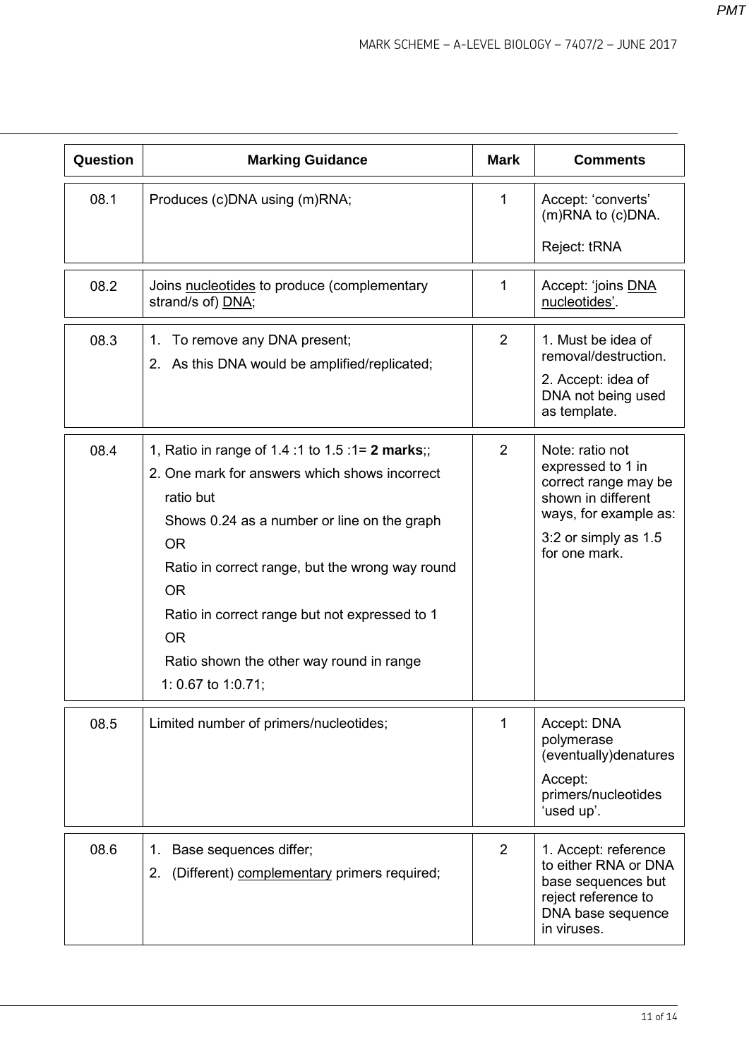| Question | Marking Guidance | Mark | Comments |
|---|---|---|---|
| 08.1 | Produces (c)DNA using (m)RNA; | 1 | Accept: ‘converts’ (m)RNA to (c)DNA.<br><br>Reject: tRNA |
| 08.2 | Joins <u>nucleotides</u> to produce (complementary strand/s of) <u>DNA</u>; | 1 | Accept: ‘joins <u>DNA nucleotides</u>’. |
| 08.3 | 1. To remove any DNA present;<br>2. As this DNA would be amplified/replicated; | 2 | 1. Must be idea of removal/destruction.<br><br>2. Accept: idea of DNA not being used as template. |
| 08.4 | 1, Ratio in range of 1.4 :1 to 1.5 :1= **2 marks**;;<br>2. One mark for answers which shows incorrect ratio but<br>Shows 0.24 as a number or line on the graph<br>OR<br>Ratio in correct range, but the wrong way round<br>OR<br>Ratio in correct range but not expressed to 1<br>OR<br>Ratio shown the other way round in range<br>1: 0.67 to 1:0.71; | 2 | Note: ratio not expressed to 1 in correct range may be shown in different ways, for example as:<br><br>3:2 or simply as 1.5 for one mark. |
| 08.5 | Limited number of primers/nucleotides; | 1 | Accept: DNA polymerase (eventually)denatures<br><br>Accept: primers/nucleotides ‘used up’. |
| 08.6 | 1. Base sequences differ;<br>2. (Different) <u>complementary</u> primers required; | 2 | 1. Accept: reference to either RNA or DNA base sequences but reject reference to DNA base sequence in viruses. |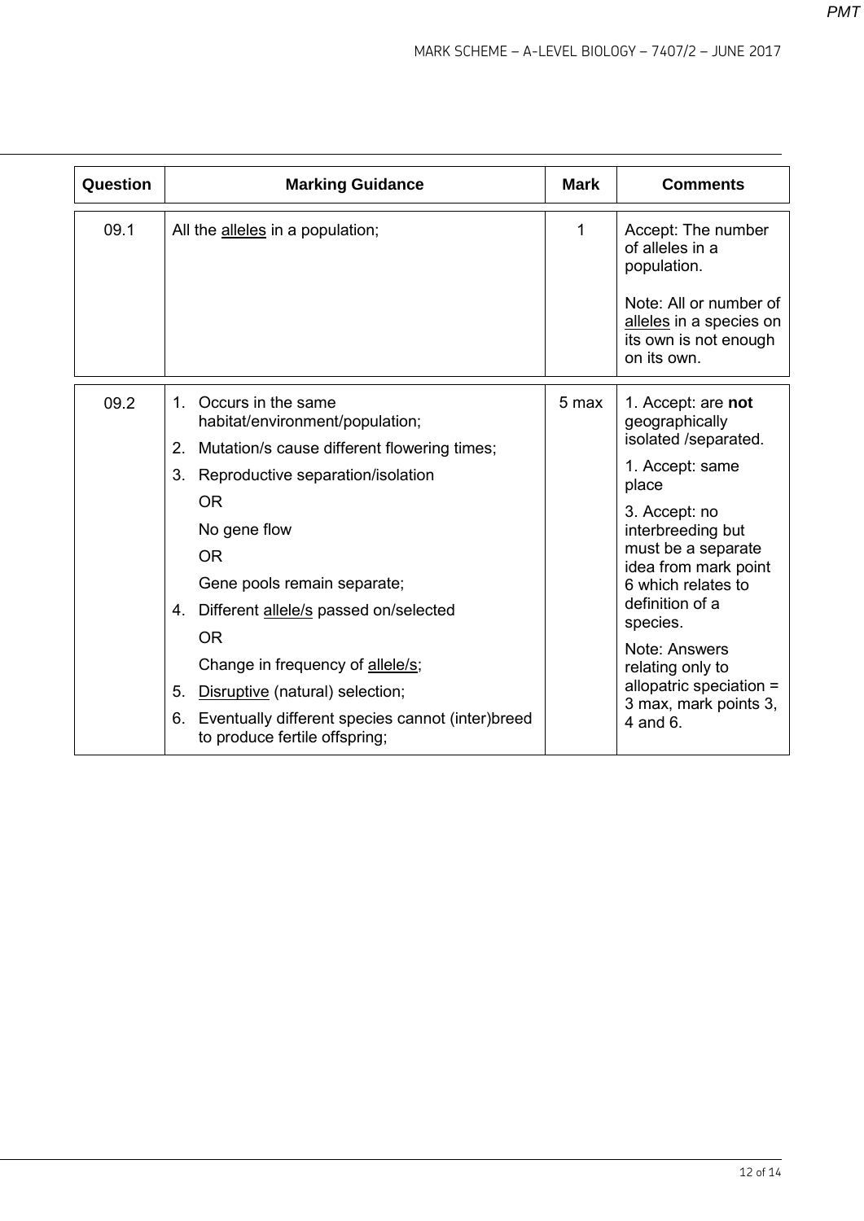| Question | Marking Guidance | Mark | Comments |
|---|---|---|---|
| 09.1 | All the alleles in a population; | 1 | Accept: The number of alleles in a population.<br><br>Note: All or number of alleles in a species on its own is not enough on its own. |
| 09.2 | 1. Occurs in the same habitat/environment/population;<br>2. Mutation/s cause different flowering times;<br>3. Reproductive separation/isolation<br>OR<br>No gene flow<br>OR<br>Gene pools remain separate;<br>4. Different allele/s passed on/selected<br>OR<br>Change in frequency of allele/s;<br>5. Disruptive (natural) selection;<br>6. Eventually different species cannot (inter)breed to produce fertile offspring; | 5 max | 1. Accept: are **not** geographically isolated /separated.<br><br>1. Accept: same place<br><br>3. Accept: no interbreeding but must be a separate idea from mark point 6 which relates to definition of a species.<br><br>Note: Answers relating only to allopatric speciation = 3 max, mark points 3, 4 and 6. |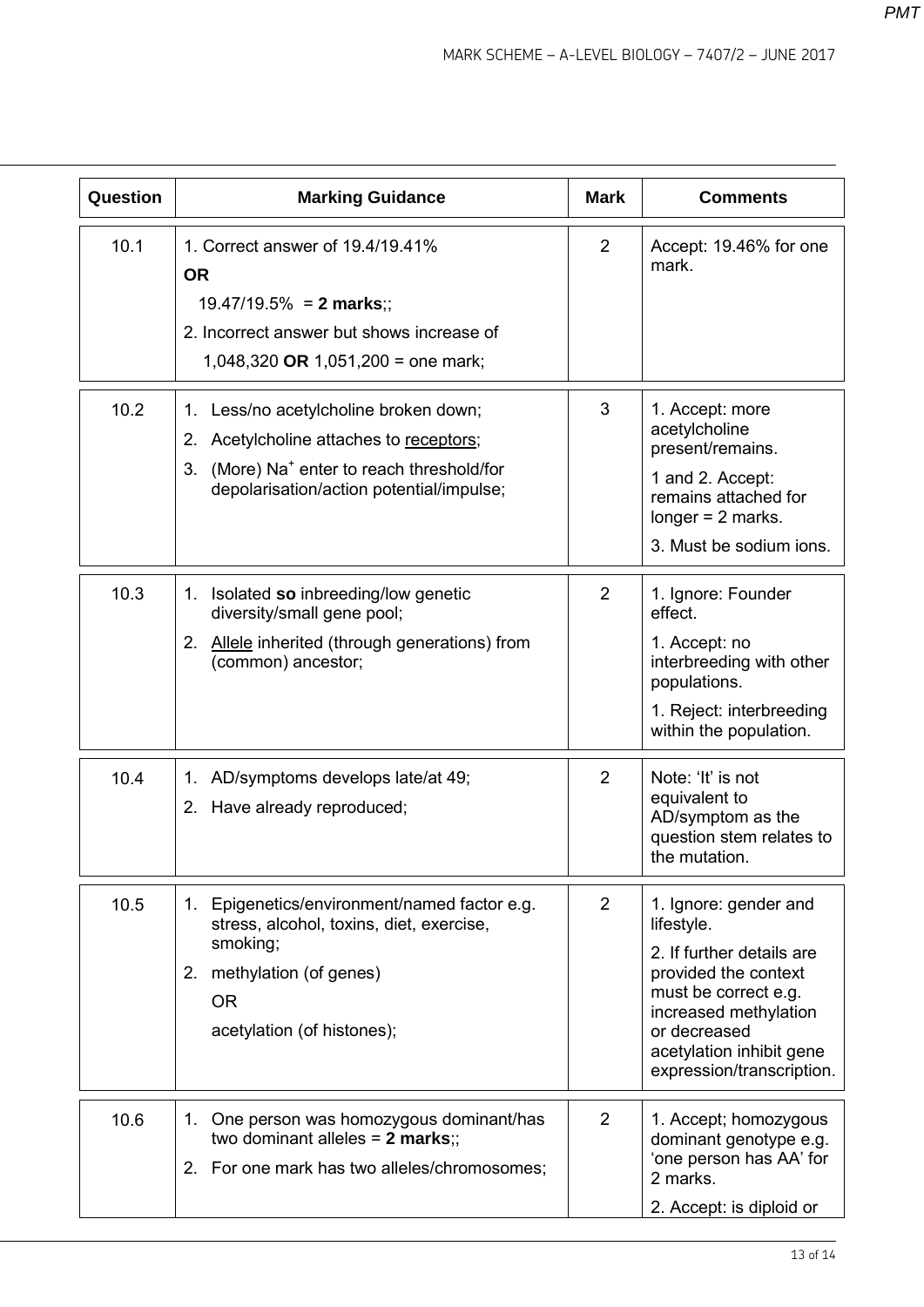| Question | Marking Guidance | Mark | Comments |
|---|---|---|---|
| 10.1 | 1. Correct answer of 19.4/19.41% **OR** 19.47/19.5% = **2 marks**;; <br> 2. Incorrect answer but shows increase of 1,048,320 **OR** 1,051,200 = one mark; | 2 | Accept: 19.46% for one mark. |
| 10.2 | 1. Less/no acetylcholine broken down; <br> 2. Acetylcholine attaches to receptors; <br> 3. (More) $Na^+$ enter to reach threshold/for depolarisation/action potential/impulse; | 3 | 1. Accept: more acetylcholine present/remains. <br> 1 and 2. Accept: remains attached for longer = 2 marks. <br> 3. Must be sodium ions. |
| 10.3 | 1. Isolated **so** inbreeding/low genetic diversity/small gene pool; <br> 2. Allele inherited (through generations) from (common) ancestor; | 2 | 1. Ignore: Founder effect. <br> 1. Accept: no interbreeding with other populations. <br> 1. Reject: interbreeding within the population. |
| 10.4 | 1. AD/symptoms develops late/at 49; <br> 2. Have already reproduced; | 2 | Note: 'It' is not equivalent to AD/symptom as the question stem relates to the mutation. |
| 10.5 | 1. Epigenetics/environment/named factor e.g. stress, alcohol, toxins, diet, exercise, smoking; <br> 2. methylation (of genes) OR acetylation (of histones); | 2 | 1. Ignore: gender and lifestyle. <br> 2. If further details are provided the context must be correct e.g. increased methylation or decreased acetylation inhibit gene expression/transcription. |
| 10.6 | 1. One person was homozygous dominant/has two dominant alleles = **2 marks**;; <br> 2. For one mark has two alleles/chromosomes; | 2 | 1. Accept; homozygous dominant genotype e.g. 'one person has AA' for 2 marks. <br> 2. Accept: is diploid or |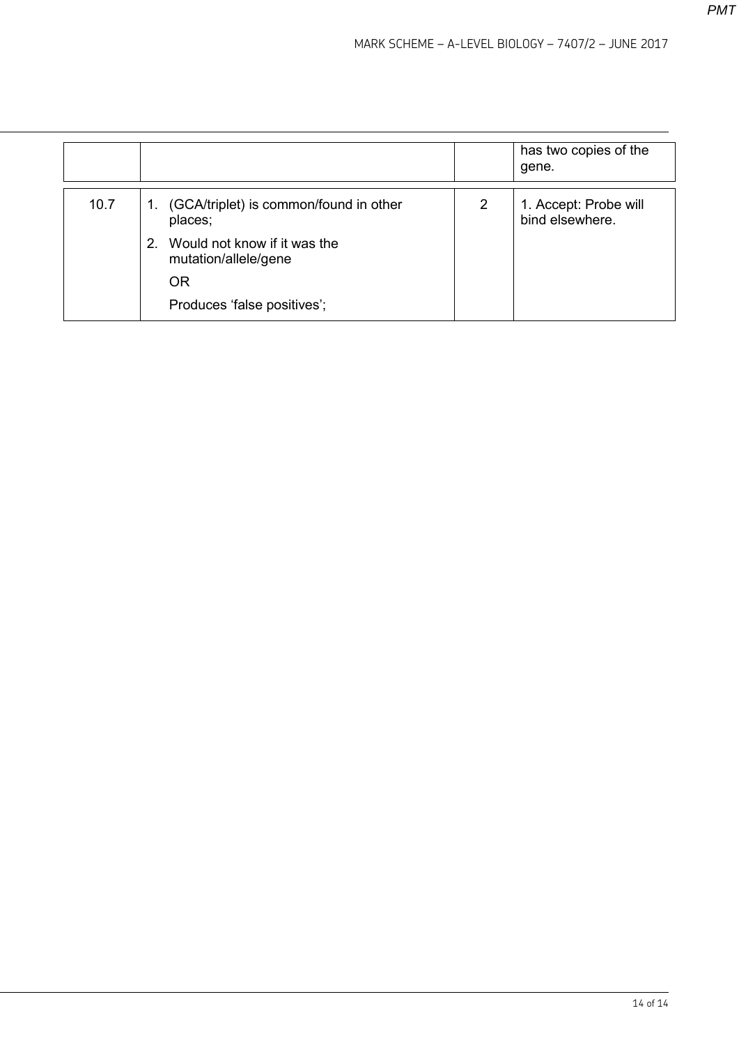| | | | |
|---|---|---|---|
| | | | has two copies of the gene. |
| 10.7 | 1. (GCA/triplet) is common/found in other places;<br>2. Would not know if it was the mutation/allele/gene<br>OR<br>Produces 'false positives'; | 2 | 1. Accept: Probe will bind elsewhere. |